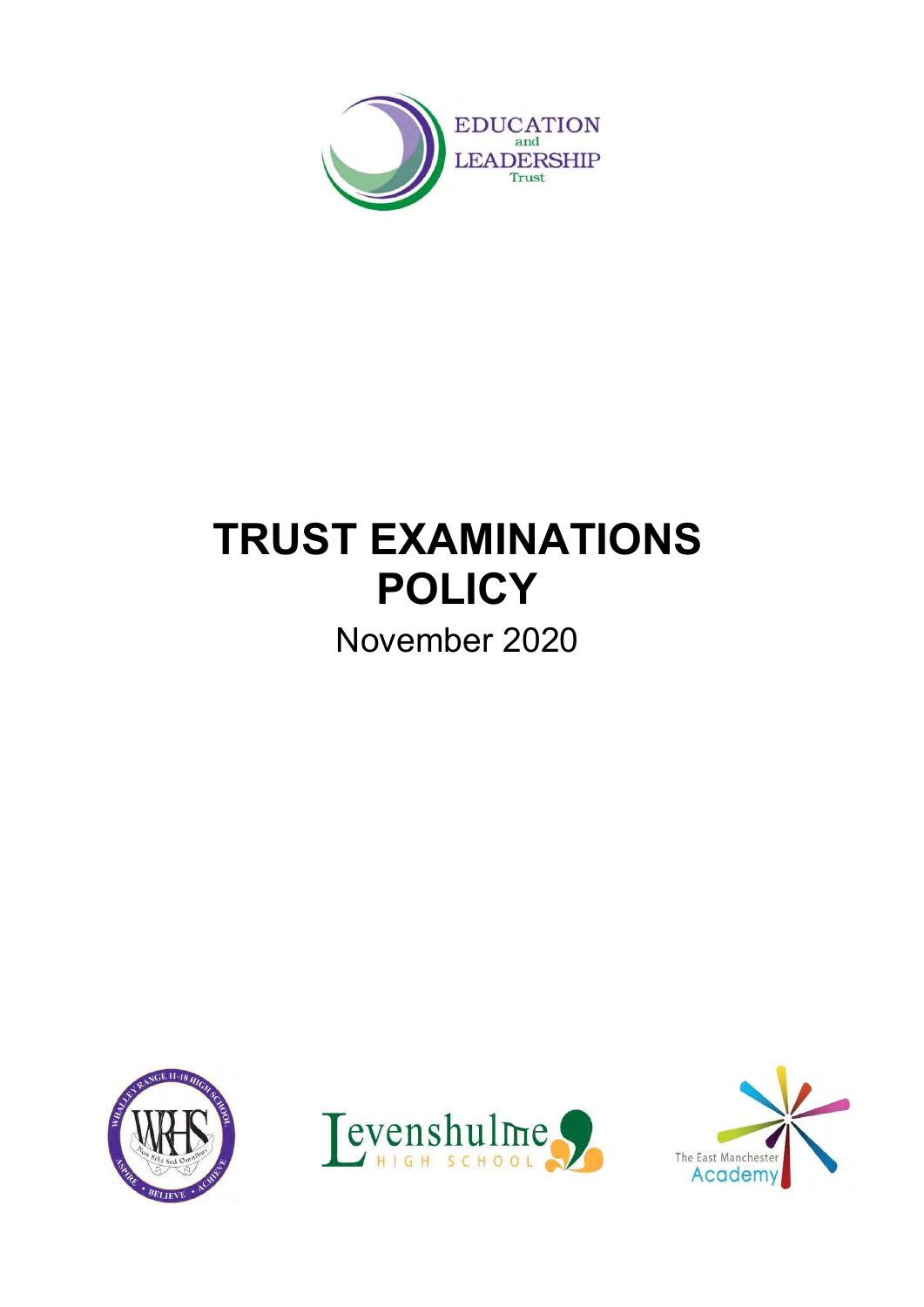EDUCATION and LEADERSHIP Trust

# TRUST EXAMINATIONS POLICY

November 2020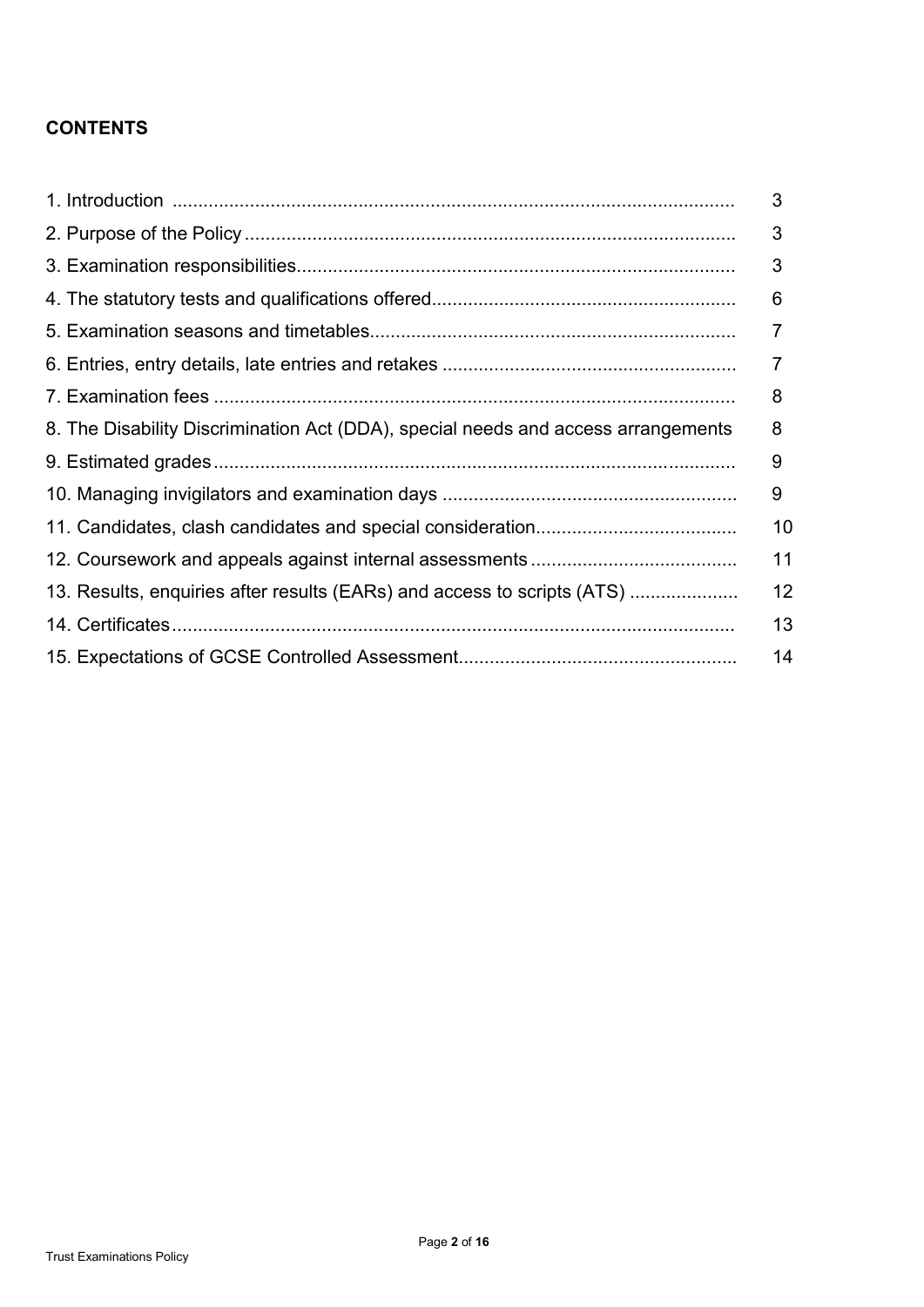**CONTENTS**

| | |
|---|---|
| 1. Introduction | 3 |
| 2. Purpose of the Policy | 3 |
| 3. Examination responsibilities | 3 |
| 4. The statutory tests and qualifications offered | 6 |
| 5. Examination seasons and timetables | 7 |
| 6. Entries, entry details, late entries and retakes | 7 |
| 7. Examination fees | 8 |
| 8. The Disability Discrimination Act (DDA), special needs and access arrangements | 8 |
| 9. Estimated grades | 9 |
| 10. Managing invigilators and examination days | 9 |
| 11. Candidates, clash candidates and special consideration | 10 |
| 12. Coursework and appeals against internal assessments | 11 |
| 13. Results, enquiries after results (EARs) and access to scripts (ATS) | 12 |
| 14. Certificates | 13 |
| 15. Expectations of GCSE Controlled Assessment | 14 |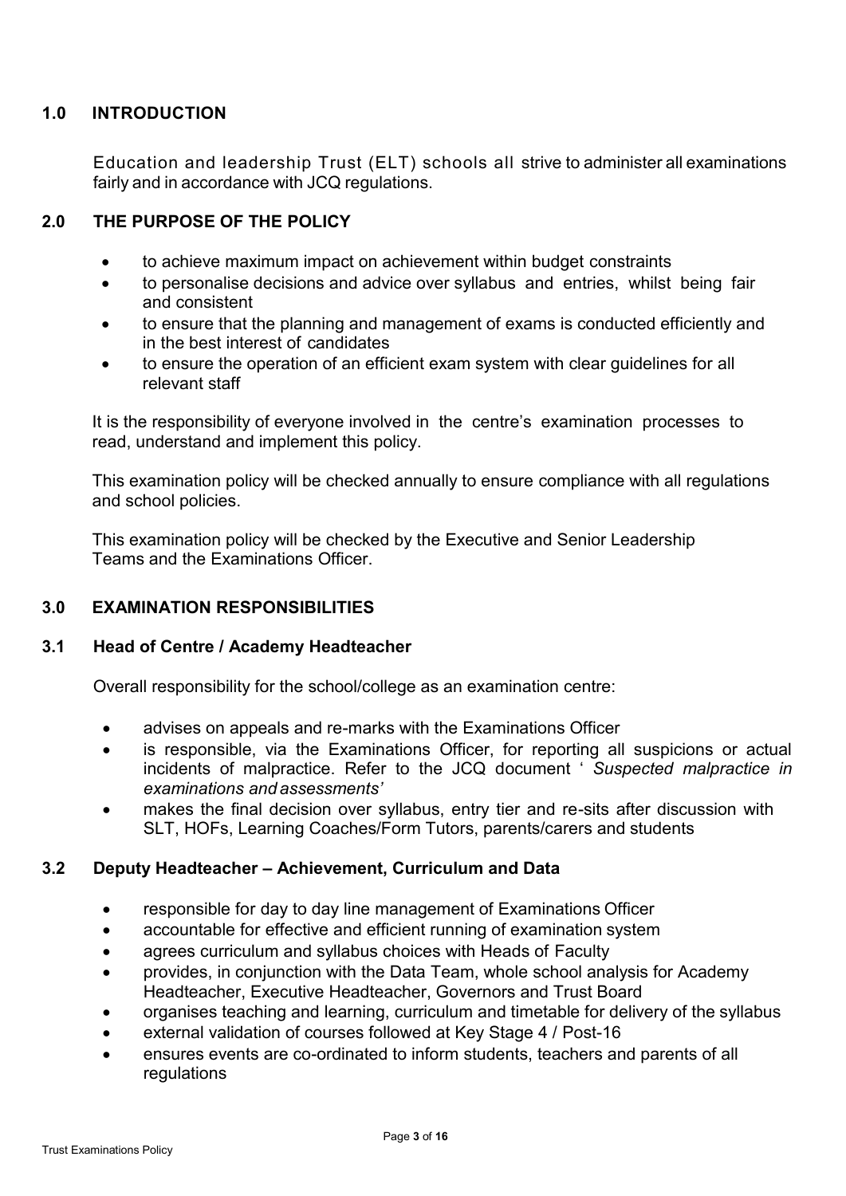## 1.0 INTRODUCTION

Education and leadership Trust (ELT) schools all strive to administer all examinations fairly and in accordance with JCQ regulations.

## 2.0 THE PURPOSE OF THE POLICY

- to achieve maximum impact on achievement within budget constraints
- to personalise decisions and advice over syllabus and entries, whilst being fair and consistent
- to ensure that the planning and management of exams is conducted efficiently and in the best interest of candidates
- to ensure the operation of an efficient exam system with clear guidelines for all relevant staff

It is the responsibility of everyone involved in the centre's examination processes to read, understand and implement this policy.

This examination policy will be checked annually to ensure compliance with all regulations and school policies.

This examination policy will be checked by the Executive and Senior Leadership Teams and the Examinations Officer.

## 3.0 EXAMINATION RESPONSIBILITIES

### 3.1 Head of Centre / Academy Headteacher

Overall responsibility for the school/college as an examination centre:

- advises on appeals and re-marks with the Examinations Officer
- is responsible, via the Examinations Officer, for reporting all suspicions or actual incidents of malpractice. Refer to the JCQ document ' *Suspected malpractice in examinations and assessments'*
- makes the final decision over syllabus, entry tier and re-sits after discussion with SLT, HOFs, Learning Coaches/Form Tutors, parents/carers and students

### 3.2 Deputy Headteacher – Achievement, Curriculum and Data

- responsible for day to day line management of Examinations Officer
- accountable for effective and efficient running of examination system
- agrees curriculum and syllabus choices with Heads of Faculty
- provides, in conjunction with the Data Team, whole school analysis for Academy Headteacher, Executive Headteacher, Governors and Trust Board
- organises teaching and learning, curriculum and timetable for delivery of the syllabus
- external validation of courses followed at Key Stage 4 / Post-16
- ensures events are co-ordinated to inform students, teachers and parents of all regulations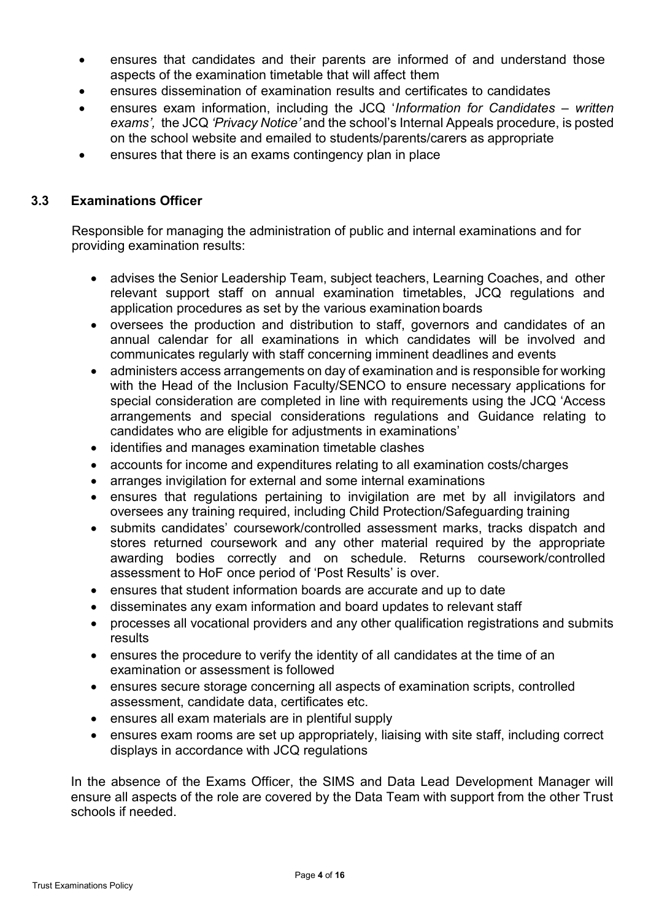- ensures that candidates and their parents are informed of and understand those aspects of the examination timetable that will affect them
- ensures dissemination of examination results and certificates to candidates
- ensures exam information, including the JCQ '*Information for Candidates – written exams',* the JCQ *'Privacy Notice'* and the school's Internal Appeals procedure, is posted on the school website and emailed to students/parents/carers as appropriate
- ensures that there is an exams contingency plan in place

### 3.3 Examinations Officer

Responsible for managing the administration of public and internal examinations and for providing examination results:

- advises the Senior Leadership Team, subject teachers, Learning Coaches, and other relevant support staff on annual examination timetables, JCQ regulations and application procedures as set by the various examination boards
- oversees the production and distribution to staff, governors and candidates of an annual calendar for all examinations in which candidates will be involved and communicates regularly with staff concerning imminent deadlines and events
- administers access arrangements on day of examination and is responsible for working with the Head of the Inclusion Faculty/SENCO to ensure necessary applications for special consideration are completed in line with requirements using the JCQ 'Access arrangements and special considerations regulations and Guidance relating to candidates who are eligible for adjustments in examinations'
- identifies and manages examination timetable clashes
- accounts for income and expenditures relating to all examination costs/charges
- arranges invigilation for external and some internal examinations
- ensures that regulations pertaining to invigilation are met by all invigilators and oversees any training required, including Child Protection/Safeguarding training
- submits candidates' coursework/controlled assessment marks, tracks dispatch and stores returned coursework and any other material required by the appropriate awarding bodies correctly and on schedule. Returns coursework/controlled assessment to HoF once period of 'Post Results' is over.
- ensures that student information boards are accurate and up to date
- disseminates any exam information and board updates to relevant staff
- processes all vocational providers and any other qualification registrations and submits results
- ensures the procedure to verify the identity of all candidates at the time of an examination or assessment is followed
- ensures secure storage concerning all aspects of examination scripts, controlled assessment, candidate data, certificates etc.
- ensures all exam materials are in plentiful supply
- ensures exam rooms are set up appropriately, liaising with site staff, including correct displays in accordance with JCQ regulations

In the absence of the Exams Officer, the SIMS and Data Lead Development Manager will ensure all aspects of the role are covered by the Data Team with support from the other Trust schools if needed.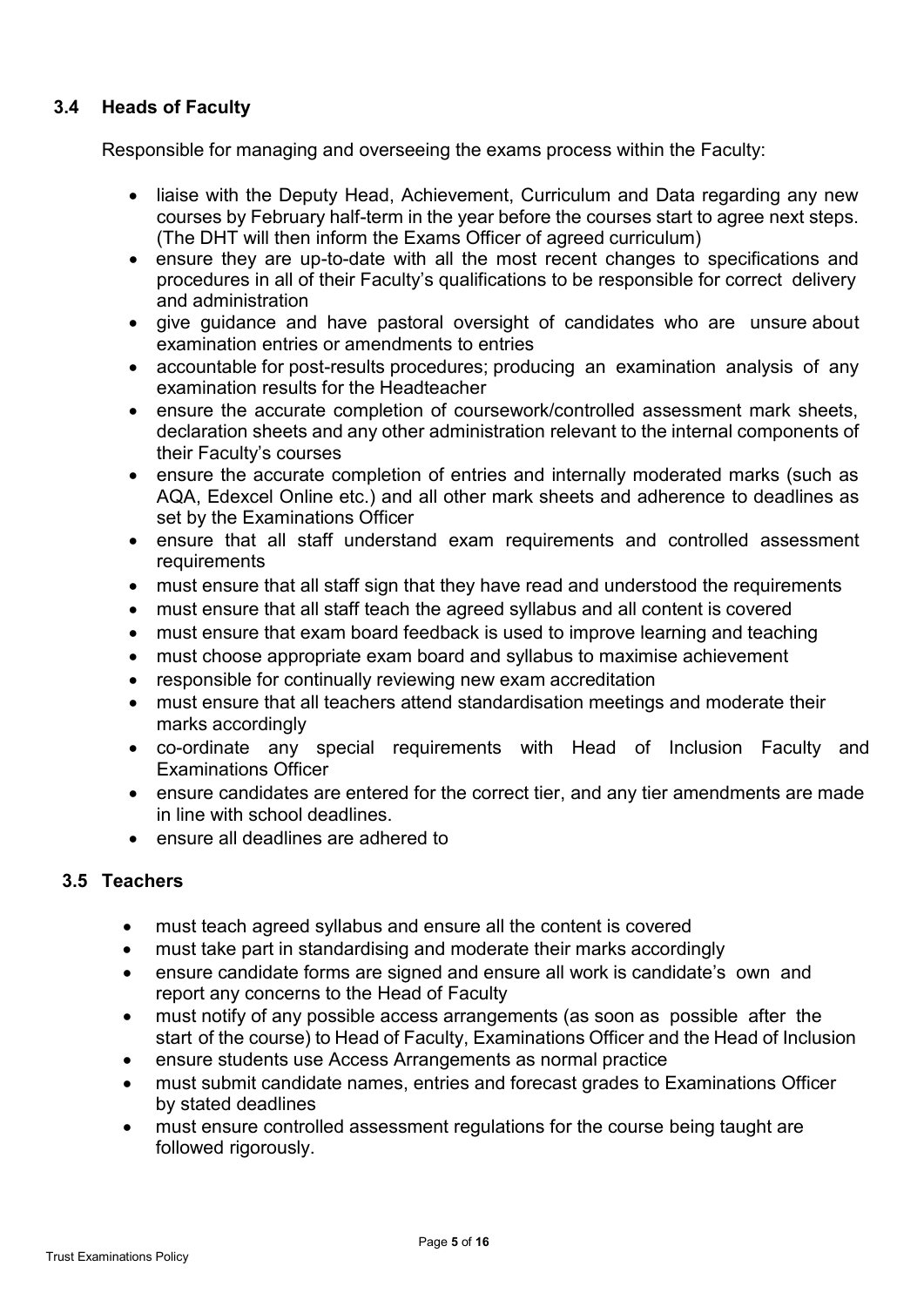### 3.4 Heads of Faculty

Responsible for managing and overseeing the exams process within the Faculty:

- liaise with the Deputy Head, Achievement, Curriculum and Data regarding any new courses by February half-term in the year before the courses start to agree next steps. (The DHT will then inform the Exams Officer of agreed curriculum)
- ensure they are up-to-date with all the most recent changes to specifications and procedures in all of their Faculty's qualifications to be responsible for correct delivery and administration
- give guidance and have pastoral oversight of candidates who are unsure about examination entries or amendments to entries
- accountable for post-results procedures; producing an examination analysis of any examination results for the Headteacher
- ensure the accurate completion of coursework/controlled assessment mark sheets, declaration sheets and any other administration relevant to the internal components of their Faculty's courses
- ensure the accurate completion of entries and internally moderated marks (such as AQA, Edexcel Online etc.) and all other mark sheets and adherence to deadlines as set by the Examinations Officer
- ensure that all staff understand exam requirements and controlled assessment requirements
- must ensure that all staff sign that they have read and understood the requirements
- must ensure that all staff teach the agreed syllabus and all content is covered
- must ensure that exam board feedback is used to improve learning and teaching
- must choose appropriate exam board and syllabus to maximise achievement
- responsible for continually reviewing new exam accreditation
- must ensure that all teachers attend standardisation meetings and moderate their marks accordingly
- co-ordinate any special requirements with Head of Inclusion Faculty and Examinations Officer
- ensure candidates are entered for the correct tier, and any tier amendments are made in line with school deadlines.
- ensure all deadlines are adhered to

### 3.5 Teachers

- must teach agreed syllabus and ensure all the content is covered
- must take part in standardising and moderate their marks accordingly
- ensure candidate forms are signed and ensure all work is candidate's own and report any concerns to the Head of Faculty
- must notify of any possible access arrangements (as soon as possible after the start of the course) to Head of Faculty, Examinations Officer and the Head of Inclusion
- ensure students use Access Arrangements as normal practice
- must submit candidate names, entries and forecast grades to Examinations Officer by stated deadlines
- must ensure controlled assessment regulations for the course being taught are followed rigorously.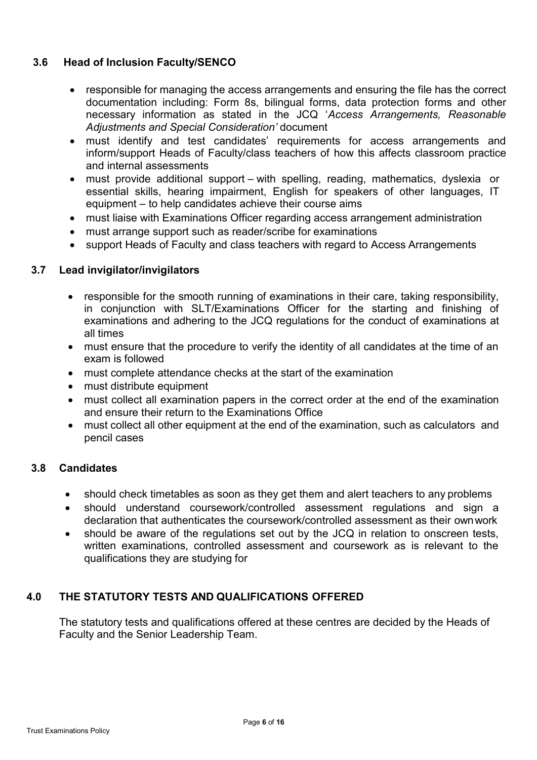### 3.6 Head of Inclusion Faculty/SENCO

- responsible for managing the access arrangements and ensuring the file has the correct documentation including: Form 8s, bilingual forms, data protection forms and other necessary information as stated in the JCQ '*Access Arrangements, Reasonable Adjustments and Special Consideration'* document
- must identify and test candidates' requirements for access arrangements and inform/support Heads of Faculty/class teachers of how this affects classroom practice and internal assessments
- must provide additional support – with spelling, reading, mathematics, dyslexia or essential skills, hearing impairment, English for speakers of other languages, IT equipment – to help candidates achieve their course aims
- must liaise with Examinations Officer regarding access arrangement administration
- must arrange support such as reader/scribe for examinations
- support Heads of Faculty and class teachers with regard to Access Arrangements

### 3.7 Lead invigilator/invigilators

- responsible for the smooth running of examinations in their care, taking responsibility, in conjunction with SLT/Examinations Officer for the starting and finishing of examinations and adhering to the JCQ regulations for the conduct of examinations at all times
- must ensure that the procedure to verify the identity of all candidates at the time of an exam is followed
- must complete attendance checks at the start of the examination
- must distribute equipment
- must collect all examination papers in the correct order at the end of the examination and ensure their return to the Examinations Office
- must collect all other equipment at the end of the examination, such as calculators and pencil cases

### 3.8 Candidates

- should check timetables as soon as they get them and alert teachers to any problems
- should understand coursework/controlled assessment regulations and sign a declaration that authenticates the coursework/controlled assessment as their own work
- should be aware of the regulations set out by the JCQ in relation to onscreen tests, written examinations, controlled assessment and coursework as is relevant to the qualifications they are studying for

## 4.0 THE STATUTORY TESTS AND QUALIFICATIONS OFFERED

The statutory tests and qualifications offered at these centres are decided by the Heads of Faculty and the Senior Leadership Team.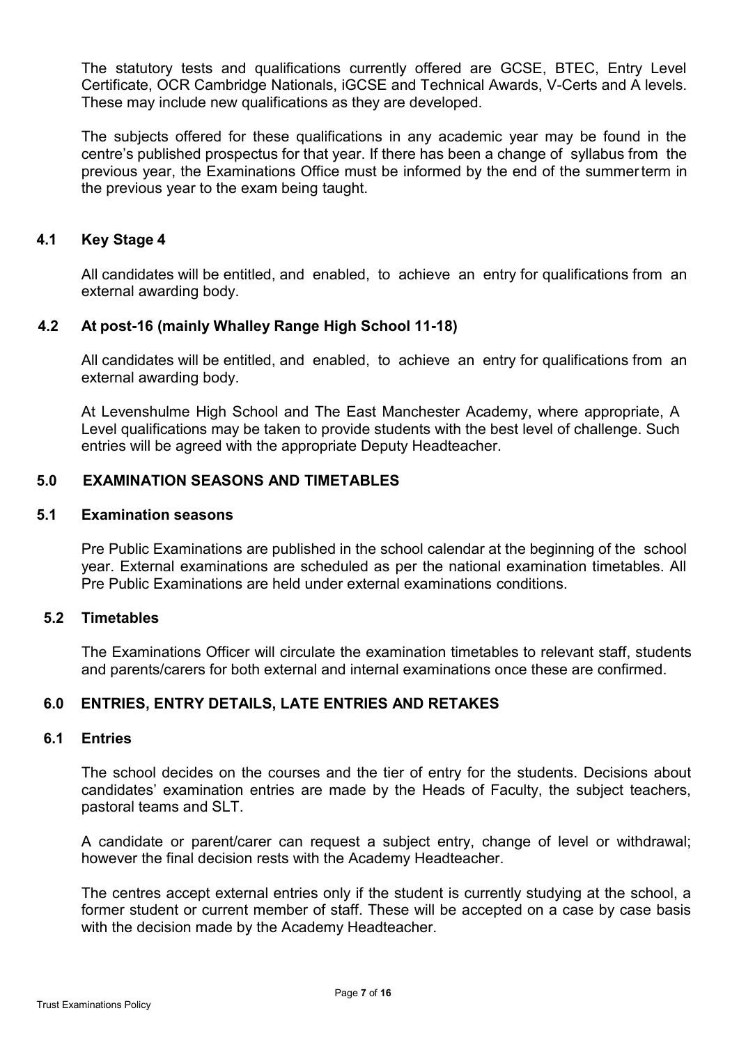The statutory tests and qualifications currently offered are GCSE, BTEC, Entry Level Certificate, OCR Cambridge Nationals, iGCSE and Technical Awards, V-Certs and A levels. These may include new qualifications as they are developed.

The subjects offered for these qualifications in any academic year may be found in the centre's published prospectus for that year. If there has been a change of syllabus from the previous year, the Examinations Office must be informed by the end of the summer term in the previous year to the exam being taught.

### 4.1 Key Stage 4

All candidates will be entitled, and enabled, to achieve an entry for qualifications from an external awarding body.

### 4.2 At post-16 (mainly Whalley Range High School 11-18)

All candidates will be entitled, and enabled, to achieve an entry for qualifications from an external awarding body.

At Levenshulme High School and The East Manchester Academy, where appropriate, A Level qualifications may be taken to provide students with the best level of challenge. Such entries will be agreed with the appropriate Deputy Headteacher.

## 5.0 EXAMINATION SEASONS AND TIMETABLES

### 5.1 Examination seasons

Pre Public Examinations are published in the school calendar at the beginning of the school year. External examinations are scheduled as per the national examination timetables. All Pre Public Examinations are held under external examinations conditions.

### 5.2 Timetables

The Examinations Officer will circulate the examination timetables to relevant staff, students and parents/carers for both external and internal examinations once these are confirmed.

## 6.0 ENTRIES, ENTRY DETAILS, LATE ENTRIES AND RETAKES

### 6.1 Entries

The school decides on the courses and the tier of entry for the students. Decisions about candidates' examination entries are made by the Heads of Faculty, the subject teachers, pastoral teams and SLT.

A candidate or parent/carer can request a subject entry, change of level or withdrawal; however the final decision rests with the Academy Headteacher.

The centres accept external entries only if the student is currently studying at the school, a former student or current member of staff. These will be accepted on a case by case basis with the decision made by the Academy Headteacher.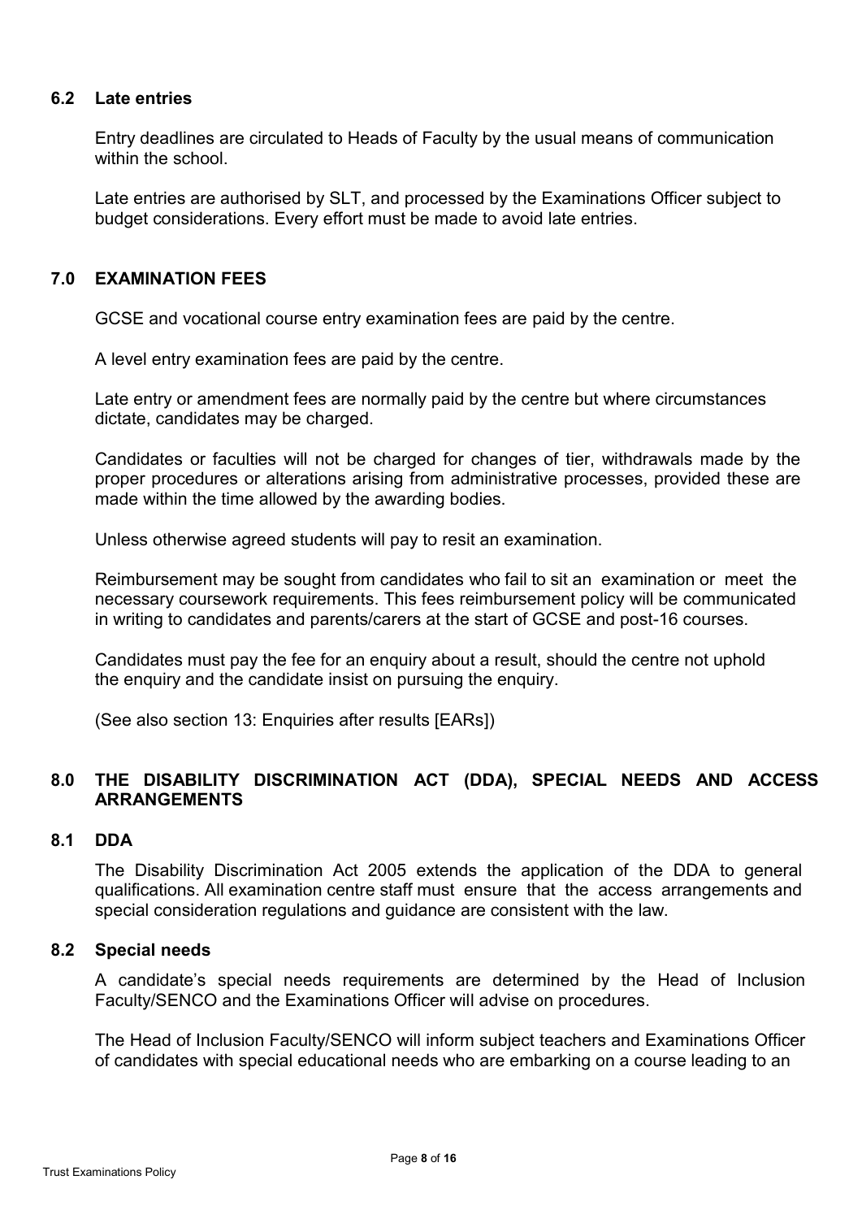### 6.2 Late entries

Entry deadlines are circulated to Heads of Faculty by the usual means of communication within the school.

Late entries are authorised by SLT, and processed by the Examinations Officer subject to budget considerations. Every effort must be made to avoid late entries.

## 7.0 EXAMINATION FEES

GCSE and vocational course entry examination fees are paid by the centre.

A level entry examination fees are paid by the centre.

Late entry or amendment fees are normally paid by the centre but where circumstances dictate, candidates may be charged.

Candidates or faculties will not be charged for changes of tier, withdrawals made by the proper procedures or alterations arising from administrative processes, provided these are made within the time allowed by the awarding bodies.

Unless otherwise agreed students will pay to resit an examination.

Reimbursement may be sought from candidates who fail to sit an examination or meet the necessary coursework requirements. This fees reimbursement policy will be communicated in writing to candidates and parents/carers at the start of GCSE and post-16 courses.

Candidates must pay the fee for an enquiry about a result, should the centre not uphold the enquiry and the candidate insist on pursuing the enquiry.

(See also section 13: Enquiries after results [EARs])

## 8.0 THE DISABILITY DISCRIMINATION ACT (DDA), SPECIAL NEEDS AND ACCESS ARRANGEMENTS

### 8.1 DDA

The Disability Discrimination Act 2005 extends the application of the DDA to general qualifications. All examination centre staff must ensure that the access arrangements and special consideration regulations and guidance are consistent with the law.

### 8.2 Special needs

A candidate's special needs requirements are determined by the Head of Inclusion Faculty/SENCO and the Examinations Officer will advise on procedures.

The Head of Inclusion Faculty/SENCO will inform subject teachers and Examinations Officer of candidates with special educational needs who are embarking on a course leading to an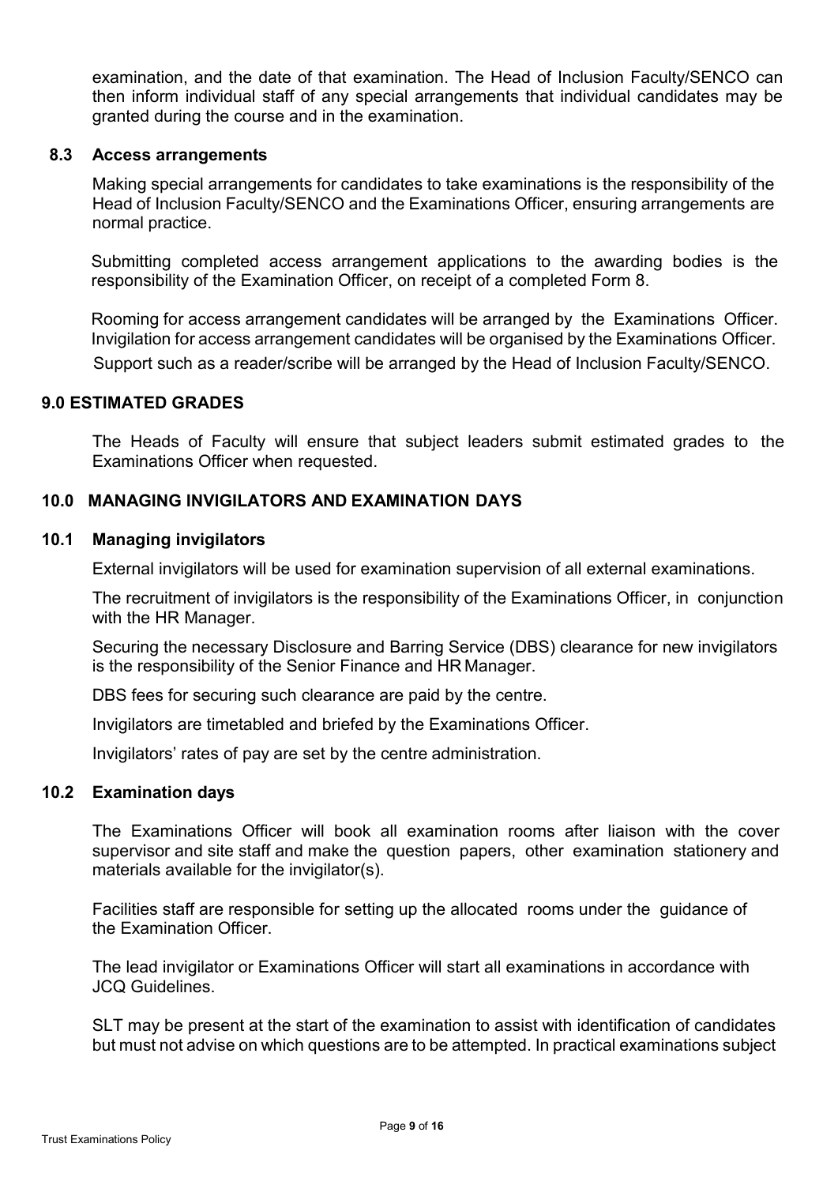examination, and the date of that examination. The Head of Inclusion Faculty/SENCO can then inform individual staff of any special arrangements that individual candidates may be granted during the course and in the examination.

### 8.3 Access arrangements

Making special arrangements for candidates to take examinations is the responsibility of the Head of Inclusion Faculty/SENCO and the Examinations Officer, ensuring arrangements are normal practice.

Submitting completed access arrangement applications to the awarding bodies is the responsibility of the Examination Officer, on receipt of a completed Form 8.

Rooming for access arrangement candidates will be arranged by the Examinations Officer. Invigilation for access arrangement candidates will be organised by the Examinations Officer.

Support such as a reader/scribe will be arranged by the Head of Inclusion Faculty/SENCO.

## 9.0 ESTIMATED GRADES

The Heads of Faculty will ensure that subject leaders submit estimated grades to the Examinations Officer when requested.

## 10.0 MANAGING INVIGILATORS AND EXAMINATION DAYS

### 10.1 Managing invigilators

External invigilators will be used for examination supervision of all external examinations.

The recruitment of invigilators is the responsibility of the Examinations Officer, in conjunction with the HR Manager.

Securing the necessary Disclosure and Barring Service (DBS) clearance for new invigilators is the responsibility of the Senior Finance and HR Manager.

DBS fees for securing such clearance are paid by the centre.

Invigilators are timetabled and briefed by the Examinations Officer.

Invigilators' rates of pay are set by the centre administration.

### 10.2 Examination days

The Examinations Officer will book all examination rooms after liaison with the cover supervisor and site staff and make the question papers, other examination stationery and materials available for the invigilator(s).

Facilities staff are responsible for setting up the allocated rooms under the guidance of the Examination Officer.

The lead invigilator or Examinations Officer will start all examinations in accordance with JCQ Guidelines.

SLT may be present at the start of the examination to assist with identification of candidates but must not advise on which questions are to be attempted. In practical examinations subject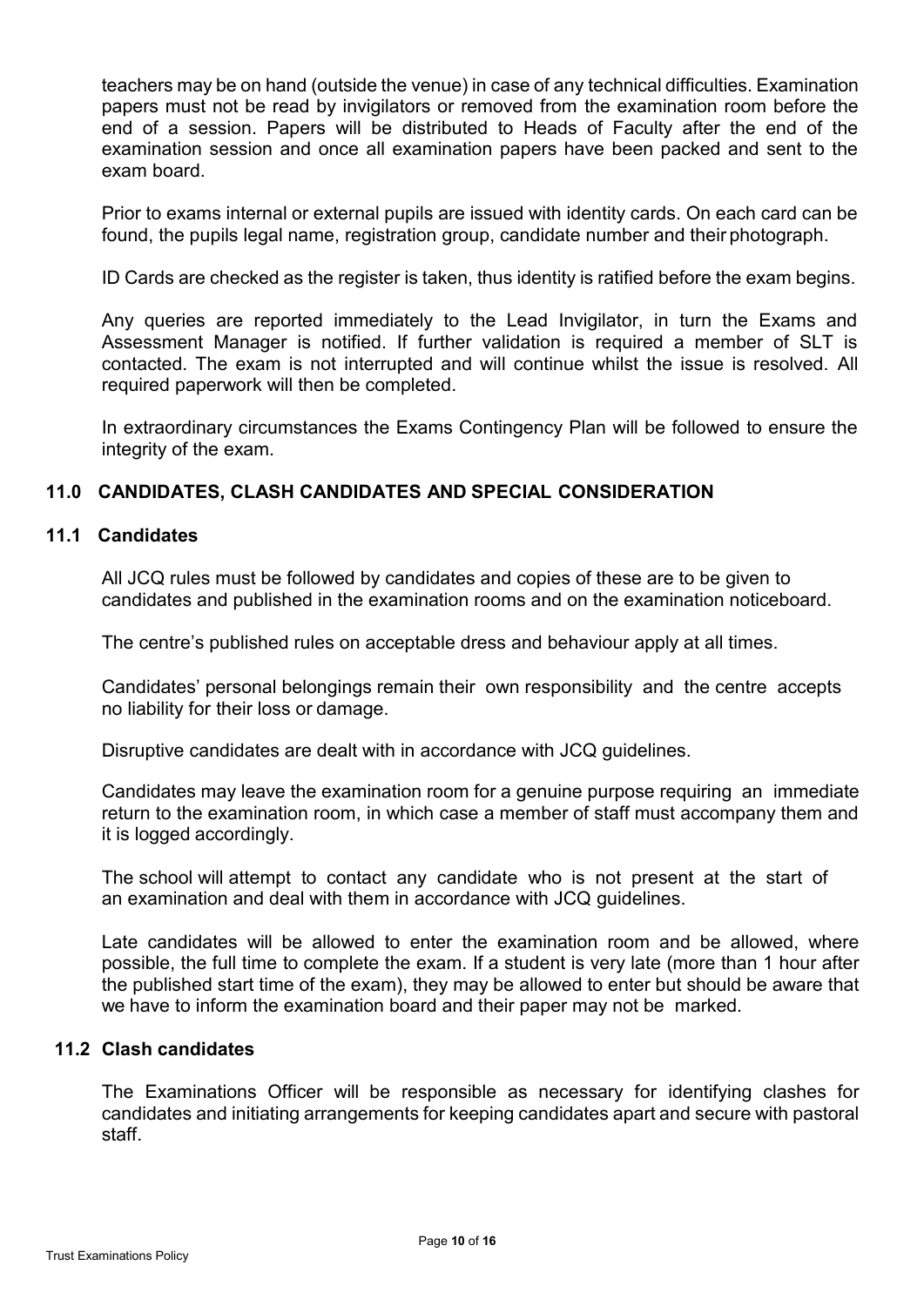teachers may be on hand (outside the venue) in case of any technical difficulties. Examination papers must not be read by invigilators or removed from the examination room before the end of a session. Papers will be distributed to Heads of Faculty after the end of the examination session and once all examination papers have been packed and sent to the exam board.

Prior to exams internal or external pupils are issued with identity cards. On each card can be found, the pupils legal name, registration group, candidate number and their photograph.

ID Cards are checked as the register is taken, thus identity is ratified before the exam begins.

Any queries are reported immediately to the Lead Invigilator, in turn the Exams and Assessment Manager is notified. If further validation is required a member of SLT is contacted. The exam is not interrupted and will continue whilst the issue is resolved. All required paperwork will then be completed.

In extraordinary circumstances the Exams Contingency Plan will be followed to ensure the integrity of the exam.

## 11.0 CANDIDATES, CLASH CANDIDATES AND SPECIAL CONSIDERATION

### 11.1 Candidates

All JCQ rules must be followed by candidates and copies of these are to be given to candidates and published in the examination rooms and on the examination noticeboard.

The centre's published rules on acceptable dress and behaviour apply at all times.

Candidates' personal belongings remain their own responsibility and the centre accepts no liability for their loss or damage.

Disruptive candidates are dealt with in accordance with JCQ guidelines.

Candidates may leave the examination room for a genuine purpose requiring an immediate return to the examination room, in which case a member of staff must accompany them and it is logged accordingly.

The school will attempt to contact any candidate who is not present at the start of an examination and deal with them in accordance with JCQ guidelines.

Late candidates will be allowed to enter the examination room and be allowed, where possible, the full time to complete the exam. If a student is very late (more than 1 hour after the published start time of the exam), they may be allowed to enter but should be aware that we have to inform the examination board and their paper may not be marked.

### 11.2 Clash candidates

The Examinations Officer will be responsible as necessary for identifying clashes for candidates and initiating arrangements for keeping candidates apart and secure with pastoral staff.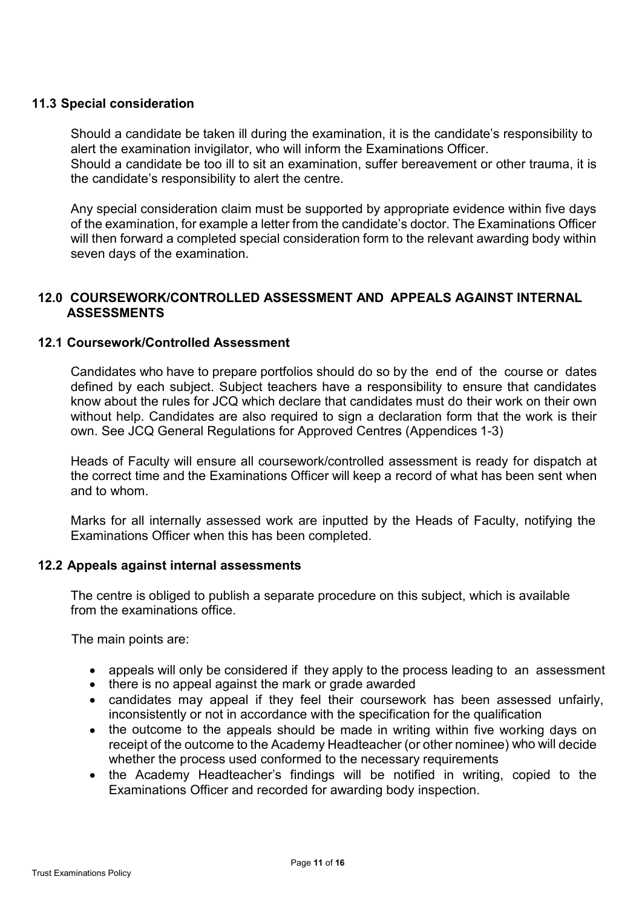### 11.3 Special consideration

Should a candidate be taken ill during the examination, it is the candidate's responsibility to alert the examination invigilator, who will inform the Examinations Officer.
Should a candidate be too ill to sit an examination, suffer bereavement or other trauma, it is the candidate's responsibility to alert the centre.

Any special consideration claim must be supported by appropriate evidence within five days of the examination, for example a letter from the candidate's doctor. The Examinations Officer will then forward a completed special consideration form to the relevant awarding body within seven days of the examination.

## 12.0 COURSEWORK/CONTROLLED ASSESSMENT AND APPEALS AGAINST INTERNAL ASSESSMENTS

### 12.1 Coursework/Controlled Assessment

Candidates who have to prepare portfolios should do so by the end of the course or dates defined by each subject. Subject teachers have a responsibility to ensure that candidates know about the rules for JCQ which declare that candidates must do their work on their own without help. Candidates are also required to sign a declaration form that the work is their own. See JCQ General Regulations for Approved Centres (Appendices 1-3)

Heads of Faculty will ensure all coursework/controlled assessment is ready for dispatch at the correct time and the Examinations Officer will keep a record of what has been sent when and to whom.

Marks for all internally assessed work are inputted by the Heads of Faculty, notifying the Examinations Officer when this has been completed.

### 12.2 Appeals against internal assessments

The centre is obliged to publish a separate procedure on this subject, which is available from the examinations office.

The main points are:

- appeals will only be considered if they apply to the process leading to an assessment
- there is no appeal against the mark or grade awarded
- candidates may appeal if they feel their coursework has been assessed unfairly, inconsistently or not in accordance with the specification for the qualification
- the outcome to the appeals should be made in writing within five working days on receipt of the outcome to the Academy Headteacher (or other nominee) who will decide whether the process used conformed to the necessary requirements
- the Academy Headteacher's findings will be notified in writing, copied to the Examinations Officer and recorded for awarding body inspection.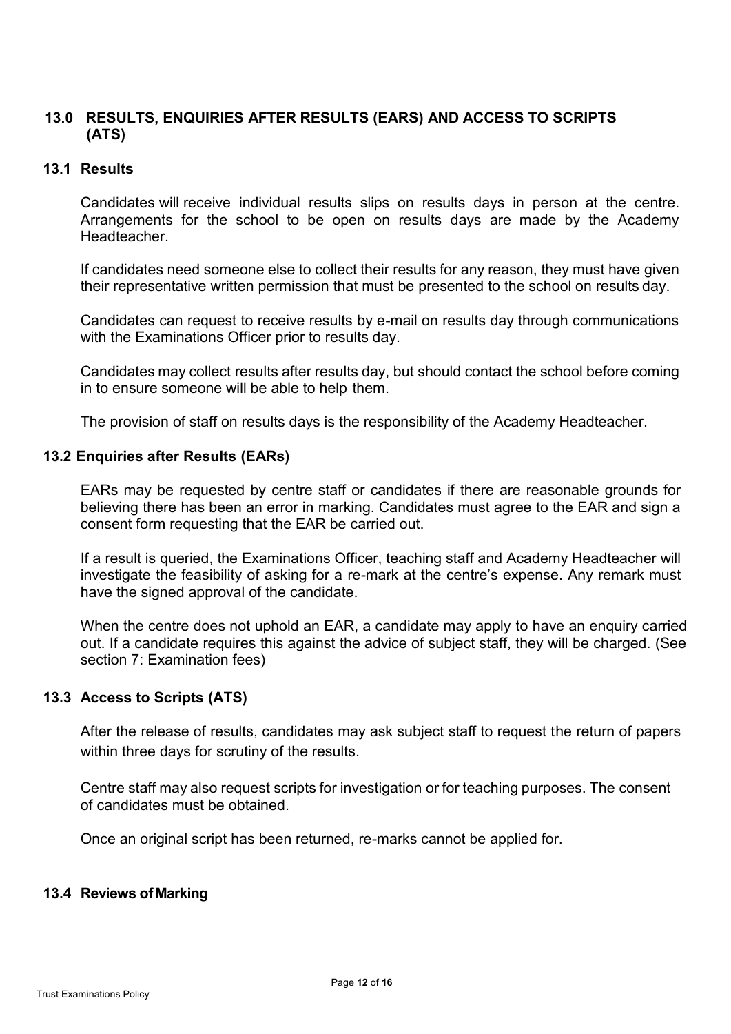## 13.0 RESULTS, ENQUIRIES AFTER RESULTS (EARS) AND ACCESS TO SCRIPTS (ATS)

### 13.1 Results

Candidates will receive individual results slips on results days in person at the centre. Arrangements for the school to be open on results days are made by the Academy Headteacher.

If candidates need someone else to collect their results for any reason, they must have given their representative written permission that must be presented to the school on results day.

Candidates can request to receive results by e-mail on results day through communications with the Examinations Officer prior to results day.

Candidates may collect results after results day, but should contact the school before coming in to ensure someone will be able to help them.

The provision of staff on results days is the responsibility of the Academy Headteacher.

### 13.2 Enquiries after Results (EARs)

EARs may be requested by centre staff or candidates if there are reasonable grounds for believing there has been an error in marking. Candidates must agree to the EAR and sign a consent form requesting that the EAR be carried out.

If a result is queried, the Examinations Officer, teaching staff and Academy Headteacher will investigate the feasibility of asking for a re-mark at the centre's expense. Any remark must have the signed approval of the candidate.

When the centre does not uphold an EAR, a candidate may apply to have an enquiry carried out. If a candidate requires this against the advice of subject staff, they will be charged. (See section 7: Examination fees)

### 13.3 Access to Scripts (ATS)

After the release of results, candidates may ask subject staff to request the return of papers within three days for scrutiny of the results.

Centre staff may also request scripts for investigation or for teaching purposes. The consent of candidates must be obtained.

Once an original script has been returned, re-marks cannot be applied for.

### 13.4 Reviews of Marking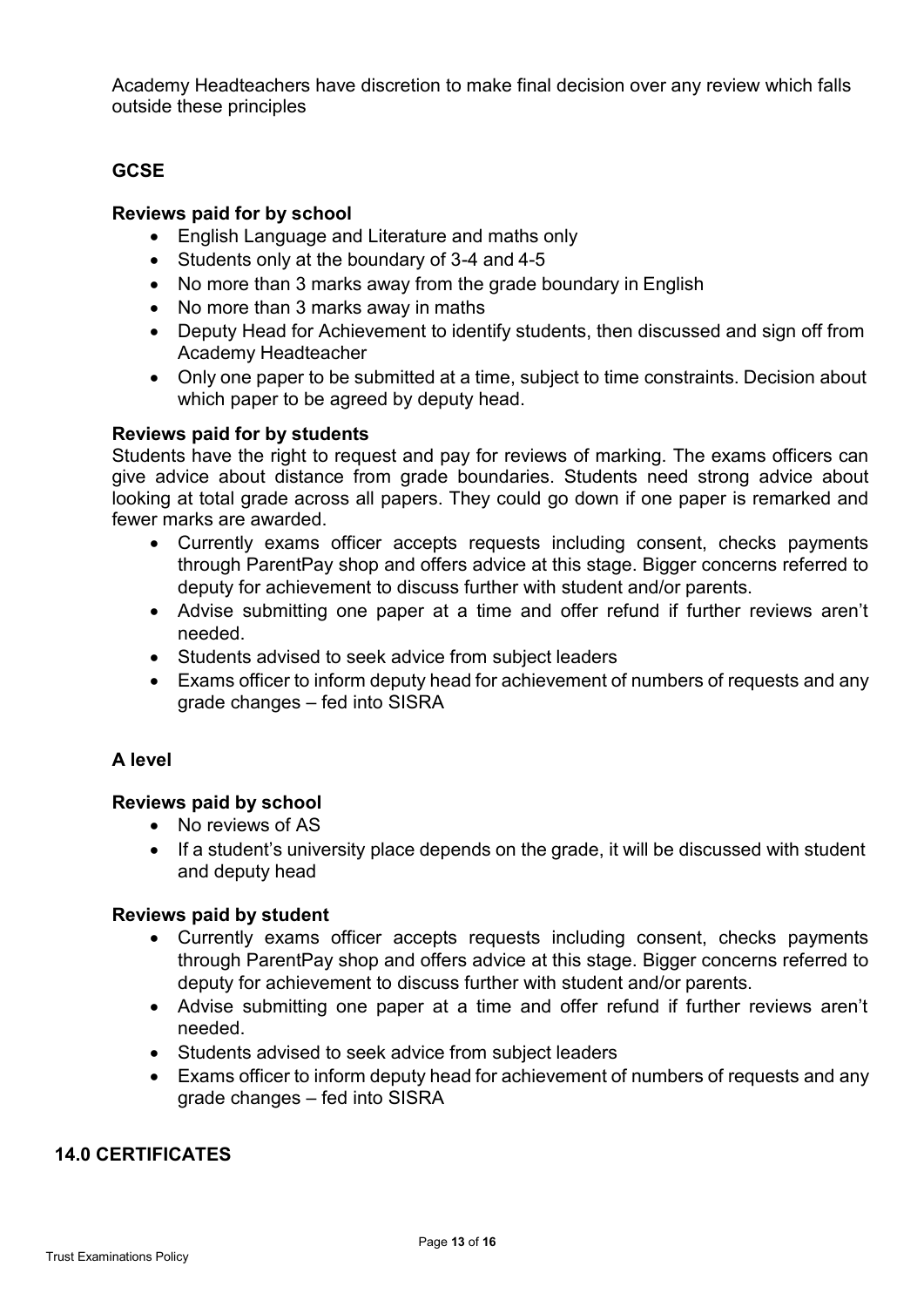Academy Headteachers have discretion to make final decision over any review which falls outside these principles

### GCSE

**Reviews paid for by school**

- English Language and Literature and maths only
- Students only at the boundary of 3-4 and 4-5
- No more than 3 marks away from the grade boundary in English
- No more than 3 marks away in maths
- Deputy Head for Achievement to identify students, then discussed and sign off from Academy Headteacher
- Only one paper to be submitted at a time, subject to time constraints. Decision about which paper to be agreed by deputy head.

**Reviews paid for by students**

Students have the right to request and pay for reviews of marking. The exams officers can give advice about distance from grade boundaries. Students need strong advice about looking at total grade across all papers. They could go down if one paper is remarked and fewer marks are awarded.

- Currently exams officer accepts requests including consent, checks payments through ParentPay shop and offers advice at this stage. Bigger concerns referred to deputy for achievement to discuss further with student and/or parents.
- Advise submitting one paper at a time and offer refund if further reviews aren't needed.
- Students advised to seek advice from subject leaders
- Exams officer to inform deputy head for achievement of numbers of requests and any grade changes – fed into SISRA

### A level

**Reviews paid by school**

- No reviews of AS
- If a student's university place depends on the grade, it will be discussed with student and deputy head

**Reviews paid by student**

- Currently exams officer accepts requests including consent, checks payments through ParentPay shop and offers advice at this stage. Bigger concerns referred to deputy for achievement to discuss further with student and/or parents.
- Advise submitting one paper at a time and offer refund if further reviews aren't needed.
- Students advised to seek advice from subject leaders
- Exams officer to inform deputy head for achievement of numbers of requests and any grade changes – fed into SISRA

## 14.0 CERTIFICATES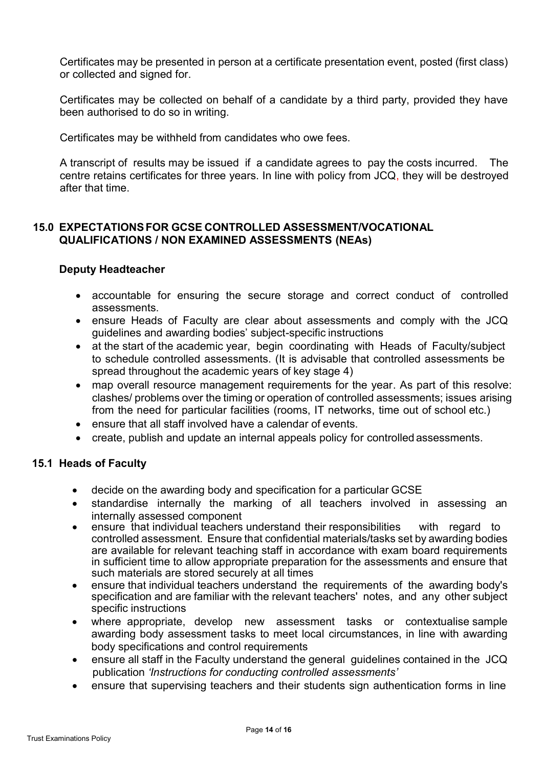Certificates may be presented in person at a certificate presentation event, posted (first class) or collected and signed for.

Certificates may be collected on behalf of a candidate by a third party, provided they have been authorised to do so in writing.

Certificates may be withheld from candidates who owe fees.

A transcript of results may be issued if a candidate agrees to pay the costs incurred. The centre retains certificates for three years. In line with policy from JCQ, they will be destroyed after that time.

## 15.0 EXPECTATIONS FOR GCSE CONTROLLED ASSESSMENT/VOCATIONAL QUALIFICATIONS / NON EXAMINED ASSESSMENTS (NEAs)

### Deputy Headteacher

- accountable for ensuring the secure storage and correct conduct of controlled assessments.
- ensure Heads of Faculty are clear about assessments and comply with the JCQ guidelines and awarding bodies' subject-specific instructions
- at the start of the academic year, begin coordinating with Heads of Faculty/subject to schedule controlled assessments. (It is advisable that controlled assessments be spread throughout the academic years of key stage 4)
- map overall resource management requirements for the year. As part of this resolve: clashes/ problems over the timing or operation of controlled assessments; issues arising from the need for particular facilities (rooms, IT networks, time out of school etc.)
- ensure that all staff involved have a calendar of events.
- create, publish and update an internal appeals policy for controlled assessments.

## 15.1 Heads of Faculty

- decide on the awarding body and specification for a particular GCSE
- standardise internally the marking of all teachers involved in assessing an internally assessed component
- ensure that individual teachers understand their responsibilities with regard to controlled assessment. Ensure that confidential materials/tasks set by awarding bodies are available for relevant teaching staff in accordance with exam board requirements in sufficient time to allow appropriate preparation for the assessments and ensure that such materials are stored securely at all times
- ensure that individual teachers understand the requirements of the awarding body's specification and are familiar with the relevant teachers' notes, and any other subject specific instructions
- where appropriate, develop new assessment tasks or contextualise sample awarding body assessment tasks to meet local circumstances, in line with awarding body specifications and control requirements
- ensure all staff in the Faculty understand the general guidelines contained in the JCQ publication *'Instructions for conducting controlled assessments'*
- ensure that supervising teachers and their students sign authentication forms in line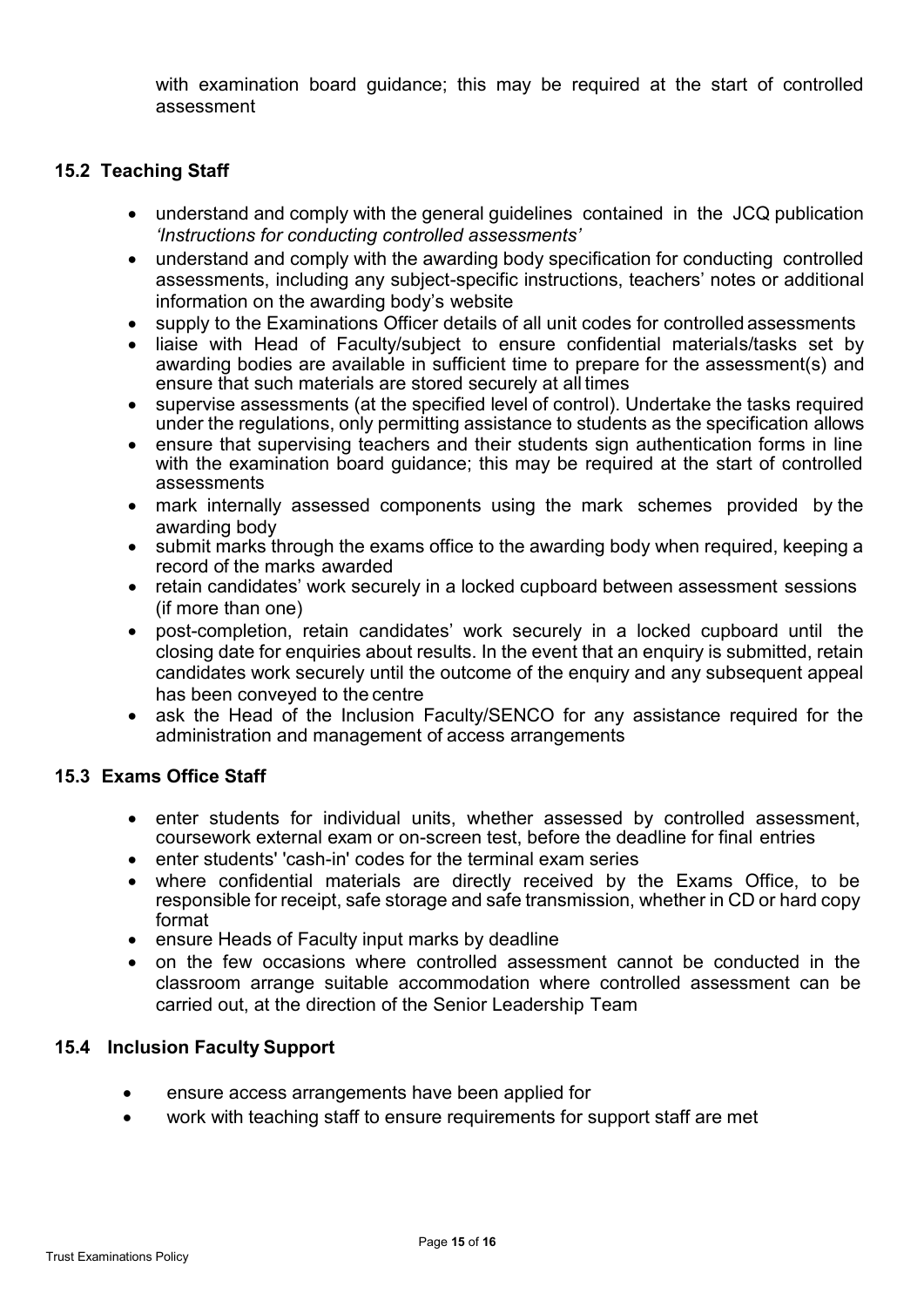with examination board guidance; this may be required at the start of controlled assessment

### 15.2 Teaching Staff

- understand and comply with the general guidelines contained in the JCQ publication *'Instructions for conducting controlled assessments'*
- understand and comply with the awarding body specification for conducting controlled assessments, including any subject-specific instructions, teachers' notes or additional information on the awarding body's website
- supply to the Examinations Officer details of all unit codes for controlled assessments
- liaise with Head of Faculty/subject to ensure confidential materials/tasks set by awarding bodies are available in sufficient time to prepare for the assessment(s) and ensure that such materials are stored securely at all times
- supervise assessments (at the specified level of control). Undertake the tasks required under the regulations, only permitting assistance to students as the specification allows
- ensure that supervising teachers and their students sign authentication forms in line with the examination board guidance; this may be required at the start of controlled assessments
- mark internally assessed components using the mark schemes provided by the awarding body
- submit marks through the exams office to the awarding body when required, keeping a record of the marks awarded
- retain candidates' work securely in a locked cupboard between assessment sessions (if more than one)
- post-completion, retain candidates' work securely in a locked cupboard until the closing date for enquiries about results. In the event that an enquiry is submitted, retain candidates work securely until the outcome of the enquiry and any subsequent appeal has been conveyed to the centre
- ask the Head of the Inclusion Faculty/SENCO for any assistance required for the administration and management of access arrangements

### 15.3 Exams Office Staff

- enter students for individual units, whether assessed by controlled assessment, coursework external exam or on-screen test, before the deadline for final entries
- enter students' 'cash-in' codes for the terminal exam series
- where confidential materials are directly received by the Exams Office, to be responsible for receipt, safe storage and safe transmission, whether in CD or hard copy format
- ensure Heads of Faculty input marks by deadline
- on the few occasions where controlled assessment cannot be conducted in the classroom arrange suitable accommodation where controlled assessment can be carried out, at the direction of the Senior Leadership Team

### 15.4 Inclusion Faculty Support

- ensure access arrangements have been applied for
- work with teaching staff to ensure requirements for support staff are met